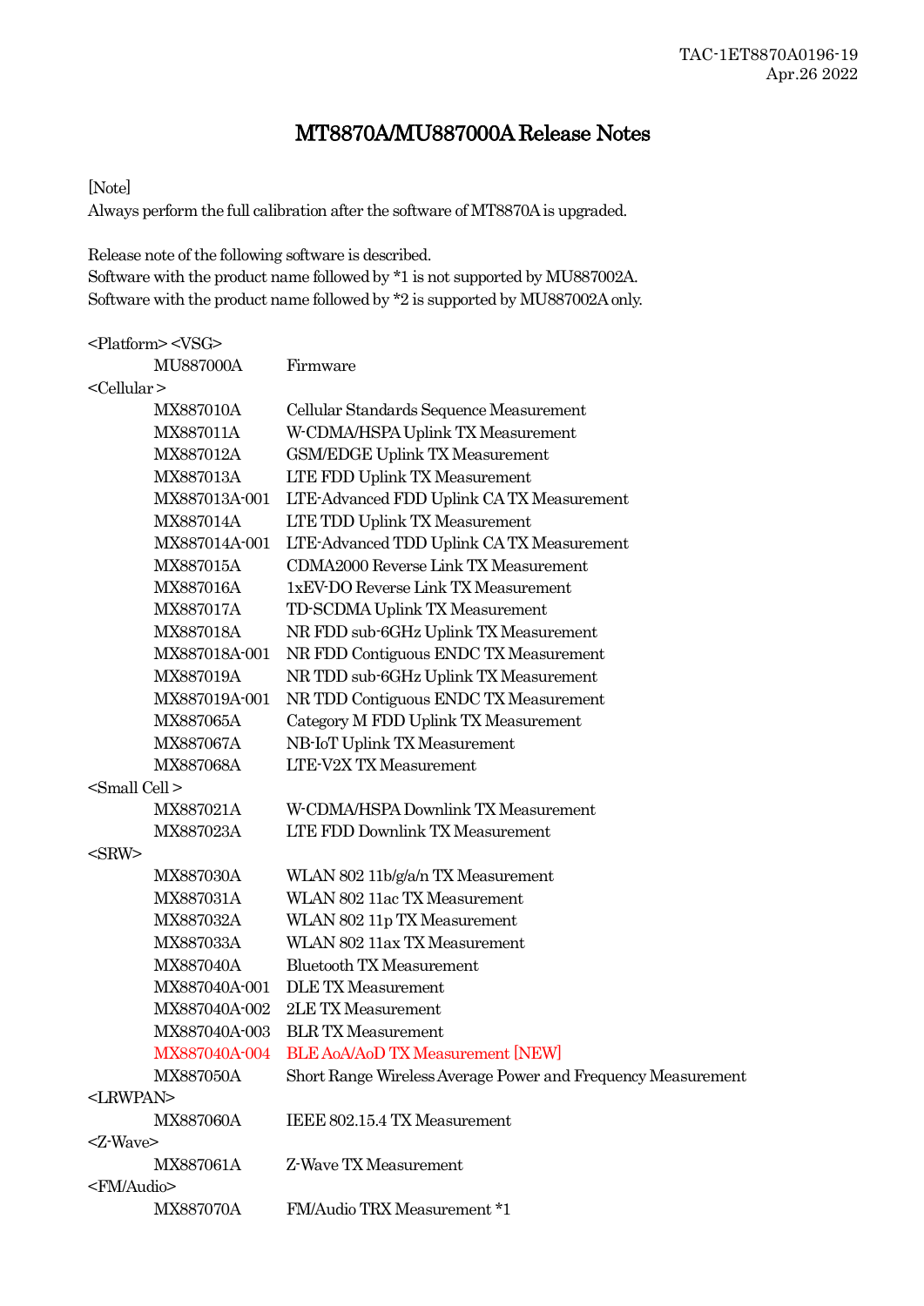TAC-1ET8870A0196-19
Apr.26 2022

# MT8870A/MU887000A Release Notes

[Note]
Always perform the full calibration after the software of MT8870A is upgraded.

Release note of the following software is described.
Software with the product name followed by *1 is not supported by MU887002A.
Software with the product name followed by *2 is supported by MU887002A only.

<Platform> <VSG>

| | |
|---|---|
| MU887000A | Firmware |

<Cellular >

| | |
|---|---|
| MX887010A | Cellular Standards Sequence Measurement |
| MX887011A | W-CDMA/HSPA Uplink TX Measurement |
| MX887012A | GSM/EDGE Uplink TX Measurement |
| MX887013A | LTE FDD Uplink TX Measurement |
| MX887013A-001 | LTE-Advanced FDD Uplink CA TX Measurement |
| MX887014A | LTE TDD Uplink TX Measurement |
| MX887014A-001 | LTE-Advanced TDD Uplink CA TX Measurement |
| MX887015A | CDMA2000 Reverse Link TX Measurement |
| MX887016A | 1xEV-DO Reverse Link TX Measurement |
| MX887017A | TD-SCDMA Uplink TX Measurement |
| MX887018A | NR FDD sub-6GHz Uplink TX Measurement |
| MX887018A-001 | NR FDD Contiguous ENDC TX Measurement |
| MX887019A | NR TDD sub-6GHz Uplink TX Measurement |
| MX887019A-001 | NR TDD Contiguous ENDC TX Measurement |
| MX887065A | Category M FDD Uplink TX Measurement |
| MX887067A | NB-IoT Uplink TX Measurement |
| MX887068A | LTE-V2X TX Measurement |

<Small Cell >

| | |
|---|---|
| MX887021A | W-CDMA/HSPA Downlink TX Measurement |
| MX887023A | LTE FDD Downlink TX Measurement |

<SRW>

| | |
|---|---|
| MX887030A | WLAN 802 11b/g/a/n TX Measurement |
| MX887031A | WLAN 802 11ac TX Measurement |
| MX887032A | WLAN 802 11p TX Measurement |
| MX887033A | WLAN 802 11ax TX Measurement |
| MX887040A | Bluetooth TX Measurement |
| MX887040A-001 | DLE TX Measurement |
| MX887040A-002 | 2LE TX Measurement |
| MX887040A-003 | BLR TX Measurement |
| MX887040A-004 | BLE AoA/AoD TX Measurement [NEW] |
| MX887050A | Short Range Wireless Average Power and Frequency Measurement |

<LRWPAN>

| | |
|---|---|
| MX887060A | IEEE 802.15.4 TX Measurement |

<Z-Wave>

| | |
|---|---|
| MX887061A | Z-Wave TX Measurement |

<FM/Audio>

| | |
|---|---|
| MX887070A | FM/Audio TRX Measurement *1 |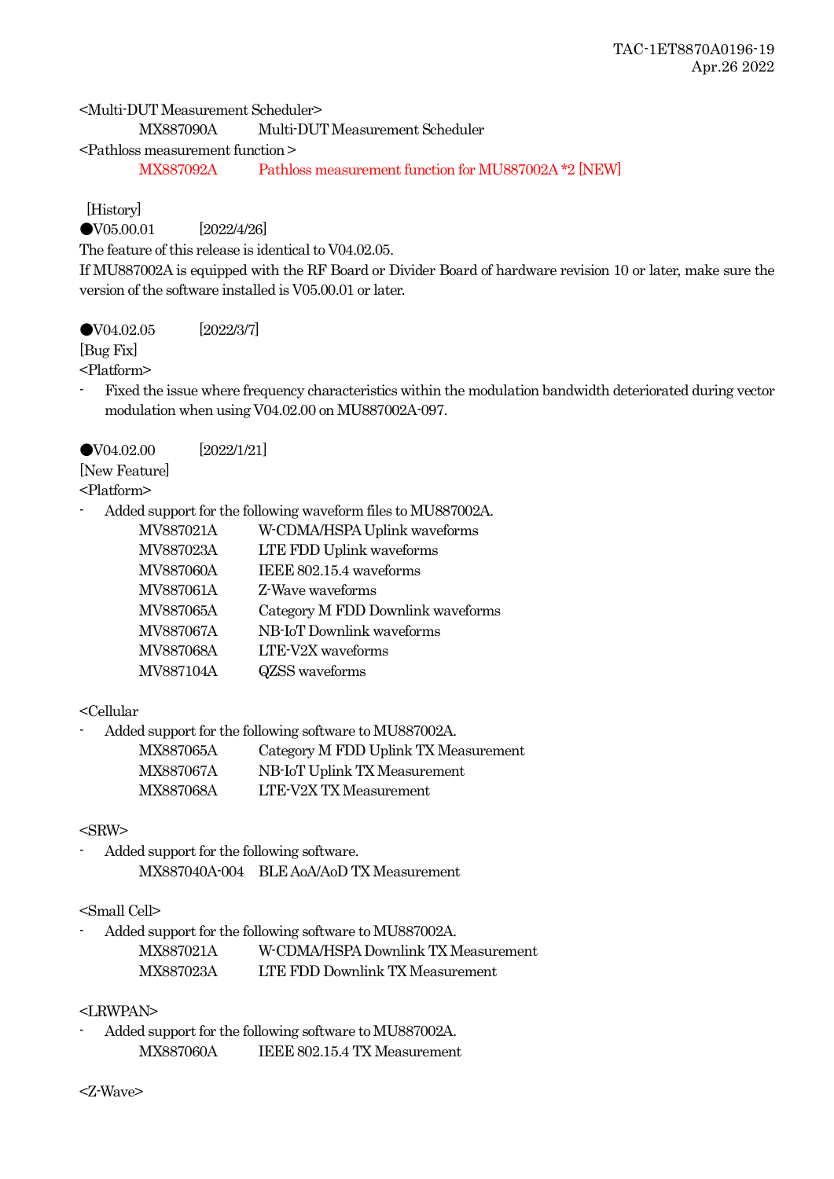<Multi-DUT Measurement Scheduler>

MX887090A Multi-DUT Measurement Scheduler

<Pathloss measurement function >

MX887092A Pathloss measurement function for MU887002A *2 [NEW]

[History]

●V05.00.01 [2022/4/26]

The feature of this release is identical to V04.02.05.

If MU887002A is equipped with the RF Board or Divider Board of hardware revision 10 or later, make sure the version of the software installed is V05.00.01 or later.

●V04.02.05 [2022/3/7]

[Bug Fix]

<Platform>

- Fixed the issue where frequency characteristics within the modulation bandwidth deteriorated during vector modulation when using V04.02.00 on MU887002A-097.

●V04.02.00 [2022/1/21]

[New Feature]

<Platform>

- Added support for the following waveform files to MU887002A.

| | |
|---|---|
| MV887021A | W-CDMA/HSPA Uplink waveforms |
| MV887023A | LTE FDD Uplink waveforms |
| MV887060A | IEEE 802.15.4 waveforms |
| MV887061A | Z-Wave waveforms |
| MV887065A | Category M FDD Downlink waveforms |
| MV887067A | NB-IoT Downlink waveforms |
| MV887068A | LTE-V2X waveforms |
| MV887104A | QZSS waveforms |

<Cellular

- Added support for the following software to MU887002A.

| | |
|---|---|
| MX887065A | Category M FDD Uplink TX Measurement |
| MX887067A | NB-IoT Uplink TX Measurement |
| MX887068A | LTE-V2X TX Measurement |

<SRW>

- Added support for the following software.

| | |
|---|---|
| MX887040A-004 | BLE AoA/AoD TX Measurement |

<Small Cell>

- Added support for the following software to MU887002A.

| | |
|---|---|
| MX887021A | W-CDMA/HSPA Downlink TX Measurement |
| MX887023A | LTE FDD Downlink TX Measurement |

<LRWPAN>

- Added support for the following software to MU887002A.

| | |
|---|---|
| MX887060A | IEEE 802.15.4 TX Measurement |

<Z-Wave>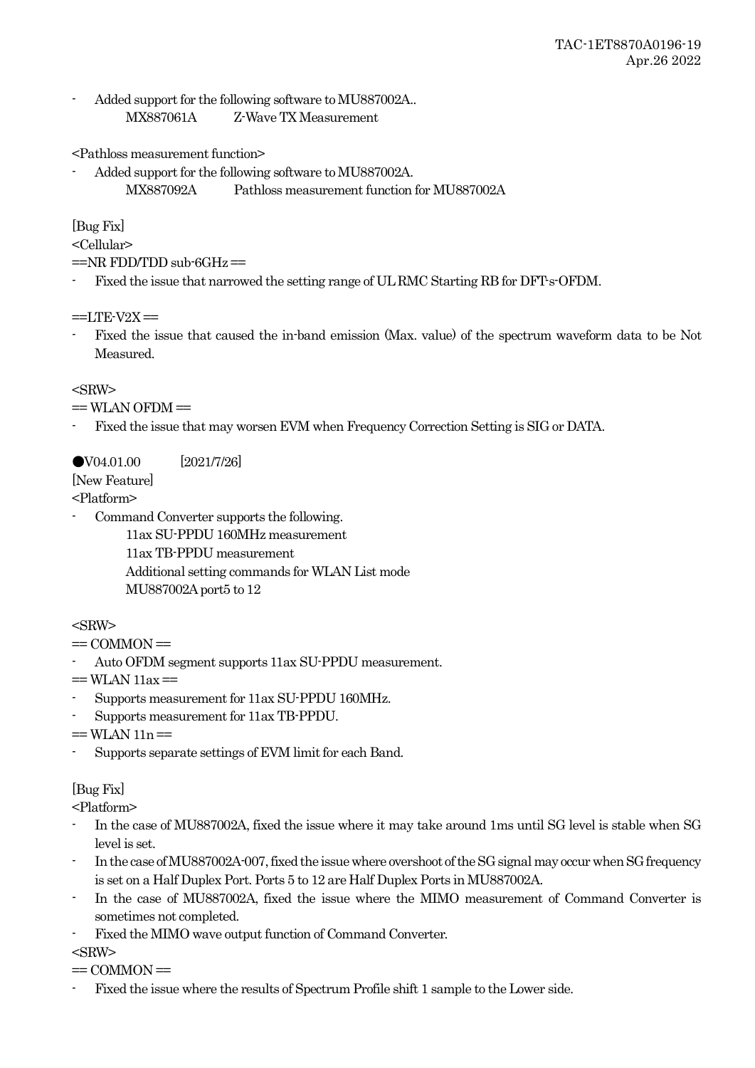- Added support for the following software to MU887002A..
  MX887061A Z-Wave TX Measurement

<Pathloss measurement function>

- Added support for the following software to MU887002A.
  MX887092A Pathloss measurement function for MU887002A

[Bug Fix]

<Cellular>

==NR FDD/TDD sub-6GHz ==

- Fixed the issue that narrowed the setting range of UL RMC Starting RB for DFT-s-OFDM.

==LTE-V2X ==

- Fixed the issue that caused the in-band emission (Max. value) of the spectrum waveform data to be Not Measured.

<SRW>

== WLAN OFDM ==

- Fixed the issue that may worsen EVM when Frequency Correction Setting is SIG or DATA.

●V04.01.00 [2021/7/26]

[New Feature]

<Platform>

- Command Converter supports the following.
  11ax SU-PPDU 160MHz measurement
  11ax TB-PPDU measurement
  Additional setting commands for WLAN List mode
  MU887002A port5 to 12

<SRW>

== COMMON ==

- Auto OFDM segment supports 11ax SU-PPDU measurement.

== WLAN 11ax ==

- Supports measurement for 11ax SU-PPDU 160MHz.
- Supports measurement for 11ax TB-PPDU.

== WLAN 11n ==

- Supports separate settings of EVM limit for each Band.

[Bug Fix]

<Platform>

- In the case of MU887002A, fixed the issue where it may take around 1ms until SG level is stable when SG level is set.
- In the case of MU887002A-007, fixed the issue where overshoot of the SG signal may occur when SG frequency is set on a Half Duplex Port. Ports 5 to 12 are Half Duplex Ports in MU887002A.
- In the case of MU887002A, fixed the issue where the MIMO measurement of Command Converter is sometimes not completed.
- Fixed the MIMO wave output function of Command Converter.

<SRW>

== COMMON ==

- Fixed the issue where the results of Spectrum Profile shift 1 sample to the Lower side.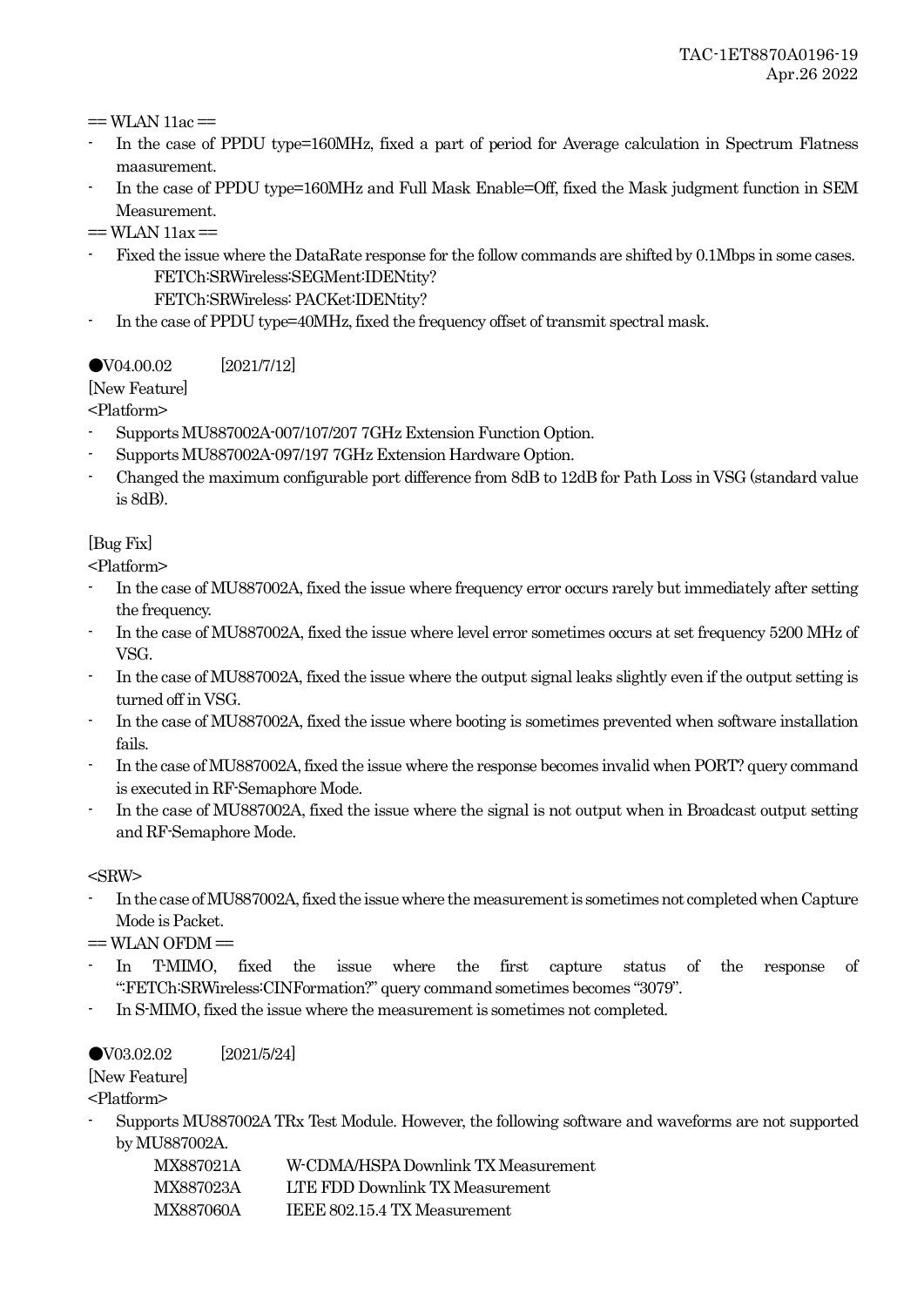== WLAN 11ac ==

- In the case of PPDU type=160MHz, fixed a part of period for Average calculation in Spectrum Flatness maasurement.
- In the case of PPDU type=160MHz and Full Mask Enable=Off, fixed the Mask judgment function in SEM Measurement.

== WLAN 11ax ==

- Fixed the issue where the DataRate response for the follow commands are shifted by 0.1Mbps in some cases.
  FETCh:SRWireless:SEGMent:IDENtity?
  FETCh:SRWireless: PACKet:IDENtity?
- In the case of PPDU type=40MHz, fixed the frequency offset of transmit spectral mask.

●V04.00.02 [2021/7/12]

[New Feature]

<Platform>

- Supports MU887002A-007/107/207 7GHz Extension Function Option.
- Supports MU887002A-097/197 7GHz Extension Hardware Option.
- Changed the maximum configurable port difference from 8dB to 12dB for Path Loss in VSG (standard value is 8dB).

[Bug Fix]

<Platform>

- In the case of MU887002A, fixed the issue where frequency error occurs rarely but immediately after setting the frequency.
- In the case of MU887002A, fixed the issue where level error sometimes occurs at set frequency 5200 MHz of VSG.
- In the case of MU887002A, fixed the issue where the output signal leaks slightly even if the output setting is turned off in VSG.
- In the case of MU887002A, fixed the issue where booting is sometimes prevented when software installation fails.
- In the case of MU887002A, fixed the issue where the response becomes invalid when PORT? query command is executed in RF-Semaphore Mode.
- In the case of MU887002A, fixed the issue where the signal is not output when in Broadcast output setting and RF-Semaphore Mode.

<SRW>

- In the case of MU887002A, fixed the issue where the measurement is sometimes not completed when Capture Mode is Packet.

== WLAN OFDM ==

- In T-MIMO, fixed the issue where the first capture status of the response of ":FETCh:SRWireless:CINFormation?" query command sometimes becomes "3079".
- In S-MIMO, fixed the issue where the measurement is sometimes not completed.

●V03.02.02 [2021/5/24]

[New Feature]

<Platform>

- Supports MU887002A TRx Test Module. However, the following software and waveforms are not supported by MU887002A.

| | |
|---|---|
| MX887021A | W-CDMA/HSPA Downlink TX Measurement |
| MX887023A | LTE FDD Downlink TX Measurement |
| MX887060A | IEEE 802.15.4 TX Measurement |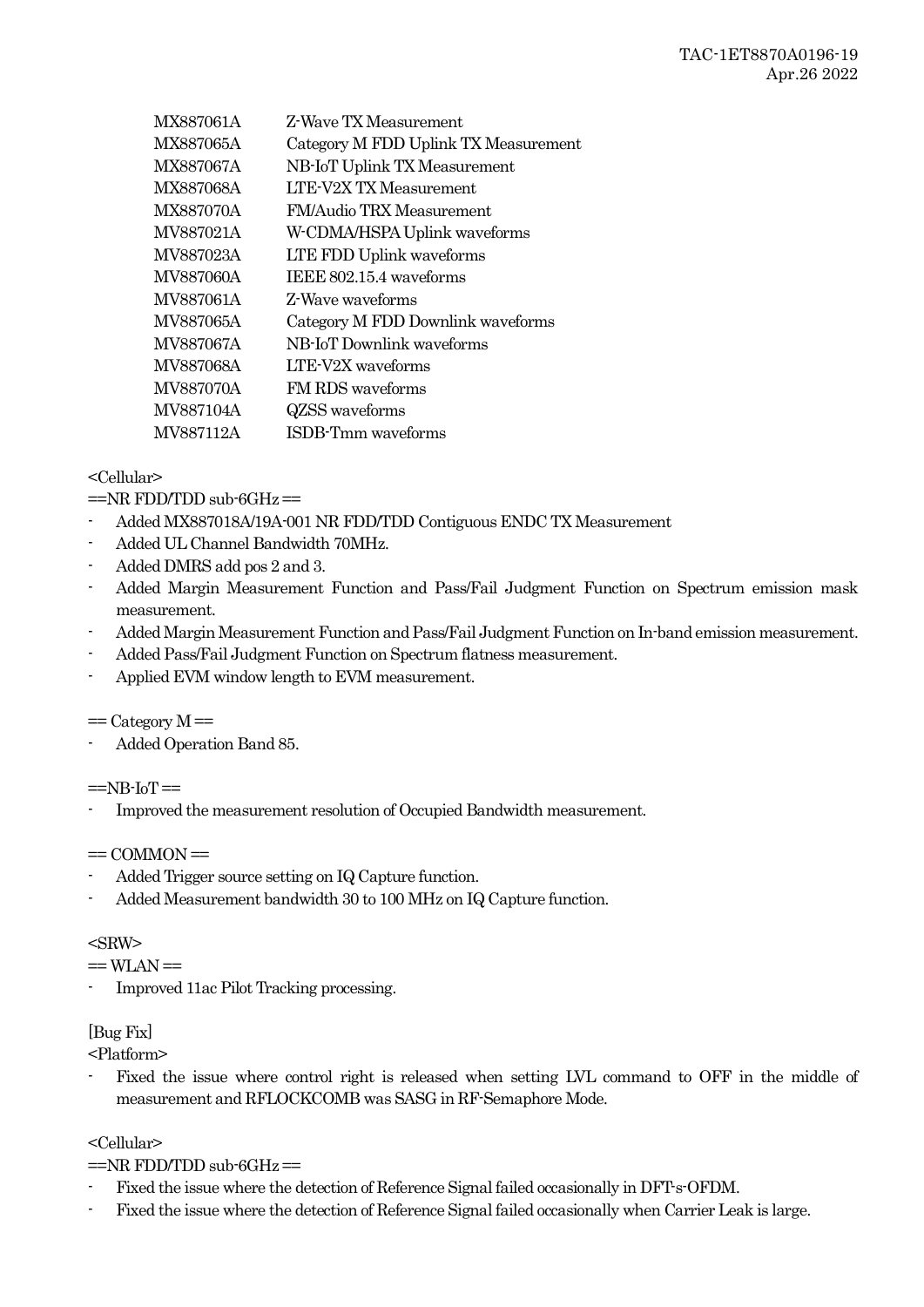| | |
|---|---|
| MX887061A | Z-Wave TX Measurement |
| MX887065A | Category M FDD Uplink TX Measurement |
| MX887067A | NB-IoT Uplink TX Measurement |
| MX887068A | LTE-V2X TX Measurement |
| MX887070A | FM/Audio TRX Measurement |
| MV887021A | W-CDMA/HSPA Uplink waveforms |
| MV887023A | LTE FDD Uplink waveforms |
| MV887060A | IEEE 802.15.4 waveforms |
| MV887061A | Z-Wave waveforms |
| MV887065A | Category M FDD Downlink waveforms |
| MV887067A | NB-IoT Downlink waveforms |
| MV887068A | LTE-V2X waveforms |
| MV887070A | FM RDS waveforms |
| MV887104A | QZSS waveforms |
| MV887112A | ISDB-Tmm waveforms |

<Cellular>

==NR FDD/TDD sub-6GHz ==

- Added MX887018A/19A-001 NR FDD/TDD Contiguous ENDC TX Measurement
- Added UL Channel Bandwidth 70MHz.
- Added DMRS add pos 2 and 3.
- Added Margin Measurement Function and Pass/Fail Judgment Function on Spectrum emission mask measurement.
- Added Margin Measurement Function and Pass/Fail Judgment Function on In-band emission measurement.
- Added Pass/Fail Judgment Function on Spectrum flatness measurement.
- Applied EVM window length to EVM measurement.

== Category M ==

- Added Operation Band 85.

==NB-IoT ==

- Improved the measurement resolution of Occupied Bandwidth measurement.

== COMMON ==

- Added Trigger source setting on IQ Capture function.
- Added Measurement bandwidth 30 to 100 MHz on IQ Capture function.

<SRW>

== WLAN ==

- Improved 11ac Pilot Tracking processing.

[Bug Fix]

<Platform>

- Fixed the issue where control right is released when setting LVL command to OFF in the middle of measurement and RFLOCKCOMB was SASG in RF-Semaphore Mode.

<Cellular>

==NR FDD/TDD sub-6GHz ==

- Fixed the issue where the detection of Reference Signal failed occasionally in DFT-s-OFDM.
- Fixed the issue where the detection of Reference Signal failed occasionally when Carrier Leak is large.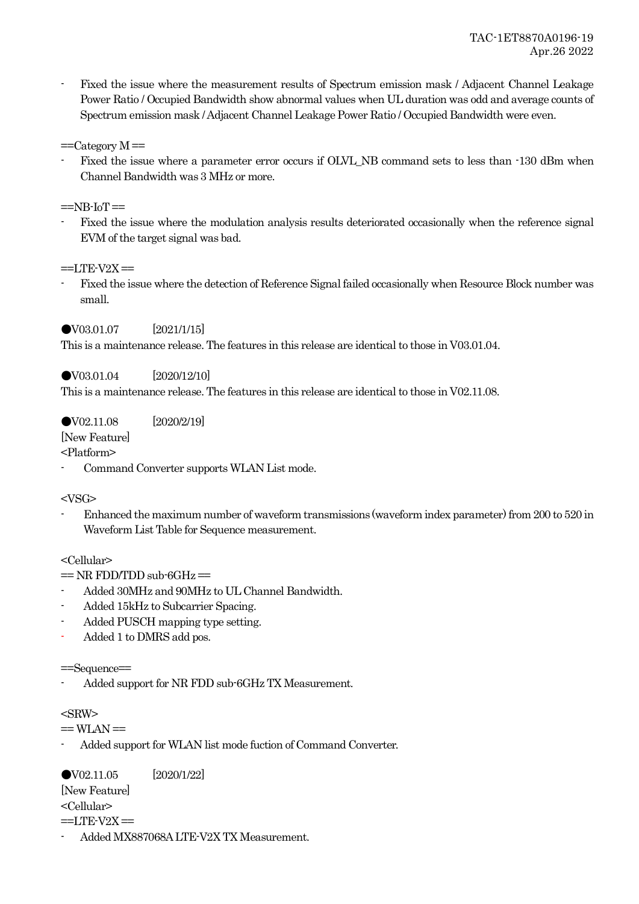- Fixed the issue where the measurement results of Spectrum emission mask / Adjacent Channel Leakage Power Ratio / Occupied Bandwidth show abnormal values when UL duration was odd and average counts of Spectrum emission mask / Adjacent Channel Leakage Power Ratio / Occupied Bandwidth were even.

==Category M ==

- Fixed the issue where a parameter error occurs if OLVL_NB command sets to less than -130 dBm when Channel Bandwidth was 3 MHz or more.

==NB-IoT ==

- Fixed the issue where the modulation analysis results deteriorated occasionally when the reference signal EVM of the target signal was bad.

==LTE-V2X ==

- Fixed the issue where the detection of Reference Signal failed occasionally when Resource Block number was small.

●V03.01.07 [2021/1/15]

This is a maintenance release. The features in this release are identical to those in V03.01.04.

●V03.01.04 [2020/12/10]

This is a maintenance release. The features in this release are identical to those in V02.11.08.

●V02.11.08 [2020/2/19]

[New Feature]

<Platform>

- Command Converter supports WLAN List mode.

<VSG>

- Enhanced the maximum number of waveform transmissions (waveform index parameter) from 200 to 520 in Waveform List Table for Sequence measurement.

<Cellular>

== NR FDD/TDD sub-6GHz ==

- Added 30MHz and 90MHz to UL Channel Bandwidth.
- Added 15kHz to Subcarrier Spacing.
- Added PUSCH mapping type setting.
- Added 1 to DMRS add pos.

==Sequence==

- Added support for NR FDD sub-6GHz TX Measurement.

<SRW>

== WLAN ==

- Added support for WLAN list mode fuction of Command Converter.

●V02.11.05 [2020/1/22]

[New Feature]

<Cellular>

==LTE-V2X ==

- Added MX887068A LTE-V2X TX Measurement.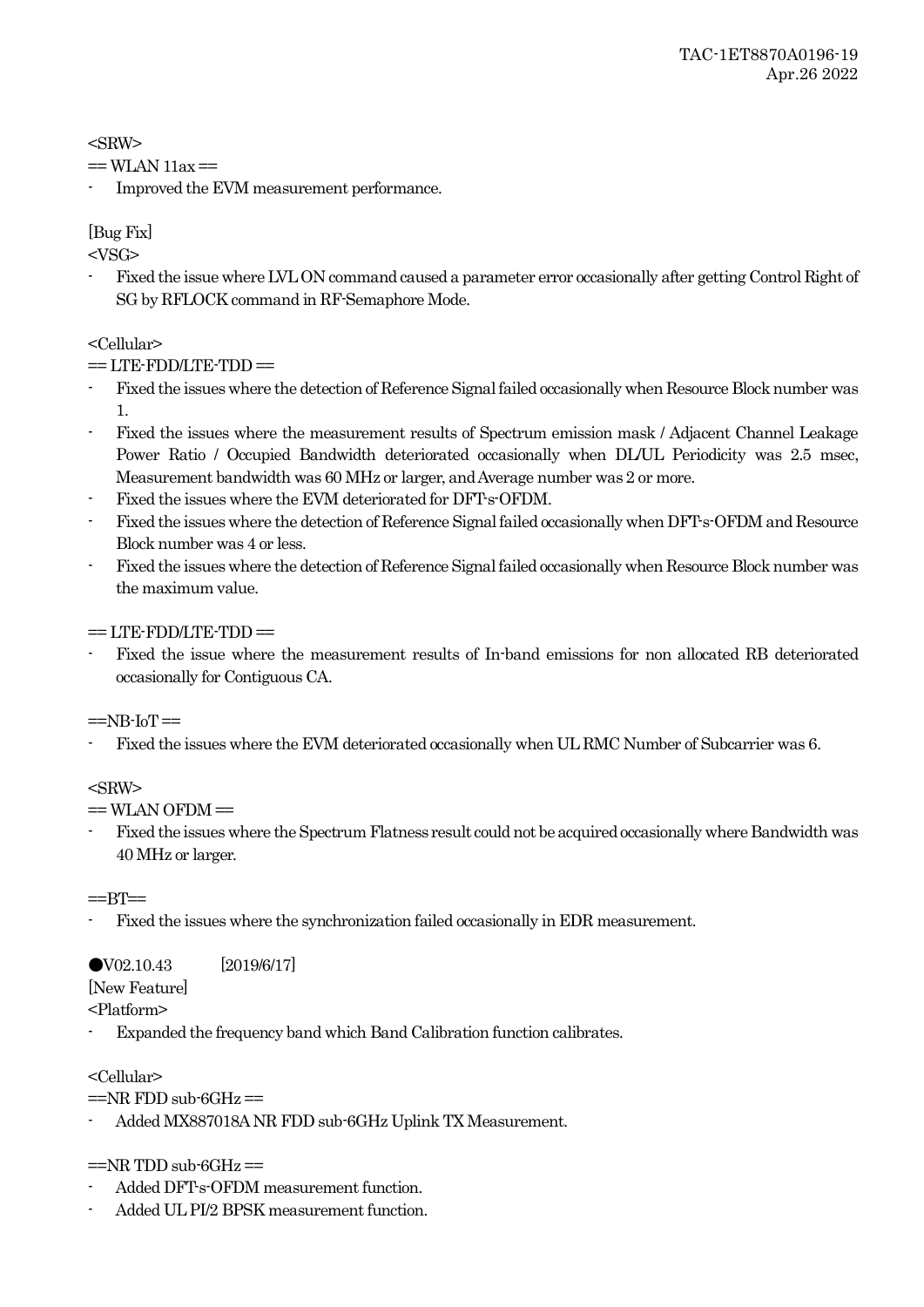<SRW>

== WLAN 11ax ==

- Improved the EVM measurement performance.

[Bug Fix]

<VSG>

- Fixed the issue where LVL ON command caused a parameter error occasionally after getting Control Right of SG by RFLOCK command in RF-Semaphore Mode.

<Cellular>

== LTE-FDD/LTE-TDD ==

- Fixed the issues where the detection of Reference Signal failed occasionally when Resource Block number was 1.
- Fixed the issues where the measurement results of Spectrum emission mask / Adjacent Channel Leakage Power Ratio / Occupied Bandwidth deteriorated occasionally when DL/UL Periodicity was 2.5 msec, Measurement bandwidth was 60 MHz or larger, and Average number was 2 or more.
- Fixed the issues where the EVM deteriorated for DFT-s-OFDM.
- Fixed the issues where the detection of Reference Signal failed occasionally when DFT-s-OFDM and Resource Block number was 4 or less.
- Fixed the issues where the detection of Reference Signal failed occasionally when Resource Block number was the maximum value.

== LTE-FDD/LTE-TDD ==

- Fixed the issue where the measurement results of In-band emissions for non allocated RB deteriorated occasionally for Contiguous CA.

==NB-IoT ==

- Fixed the issues where the EVM deteriorated occasionally when UL RMC Number of Subcarrier was 6.

<SRW>

== WLAN OFDM ==

- Fixed the issues where the Spectrum Flatness result could not be acquired occasionally where Bandwidth was 40 MHz or larger.

==BT==

- Fixed the issues where the synchronization failed occasionally in EDR measurement.

●V02.10.43 [2019/6/17]

[New Feature]

<Platform>

- Expanded the frequency band which Band Calibration function calibrates.

<Cellular>

==NR FDD sub-6GHz ==

- Added MX887018A NR FDD sub-6GHz Uplink TX Measurement.

==NR TDD sub-6GHz ==

- Added DFT-s-OFDM measurement function.
- Added UL PI/2 BPSK measurement function.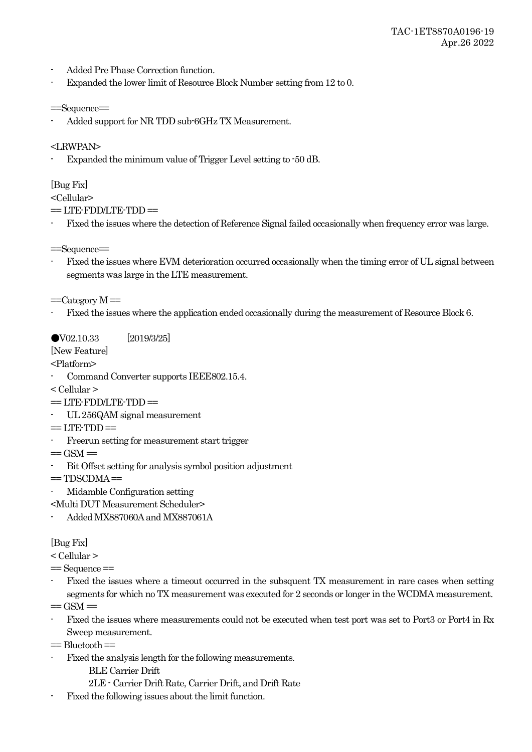- Added Pre Phase Correction function.
- Expanded the lower limit of Resource Block Number setting from 12 to 0.

==Sequence==

- Added support for NR TDD sub-6GHz TX Measurement.

<LRWPAN>

- Expanded the minimum value of Trigger Level setting to -50 dB.

[Bug Fix]

<Cellular>

== LTE-FDD/LTE-TDD ==

- Fixed the issues where the detection of Reference Signal failed occasionally when frequency error was large.

==Sequence==

- Fixed the issues where EVM deterioration occurred occasionally when the timing error of UL signal between segments was large in the LTE measurement.

==Category M ==

- Fixed the issues where the application ended occasionally during the measurement of Resource Block 6.

●V02.10.33　　[2019/3/25]

[New Feature]

<Platform>

- Command Converter supports IEEE802.15.4.

< Cellular >

== LTE-FDD/LTE-TDD ==

- UL 256QAM signal measurement

== LTE-TDD ==

- Freerun setting for measurement start trigger

== GSM ==

- Bit Offset setting for analysis symbol position adjustment

== TDSCDMA ==

- Midamble Configuration setting

<Multi DUT Measurement Scheduler>

- Added MX887060A and MX887061A

[Bug Fix]

< Cellular >

== Sequence ==

- Fixed the issues where a timeout occurred in the subsquent TX measurement in rare cases when setting segments for which no TX measurement was executed for 2 seconds or longer in the WCDMA measurement.

== GSM ==

- Fixed the issues where measurements could not be executed when test port was set to Port3 or Port4 in Rx Sweep measurement.

== Bluetooth ==

- Fixed the analysis length for the following measurements.
  - BLE Carrier Drift
  - 2LE - Carrier Drift Rate, Carrier Drift, and Drift Rate
- Fixed the following issues about the limit function.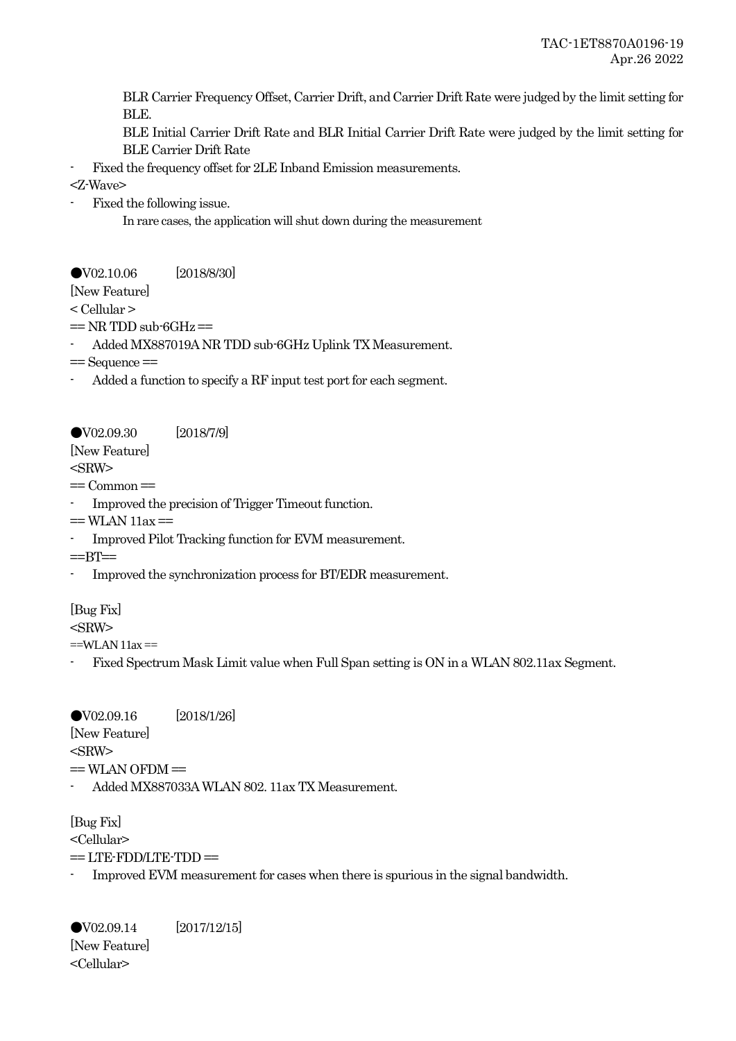BLR Carrier Frequency Offset, Carrier Drift, and Carrier Drift Rate were judged by the limit setting for BLE.

BLE Initial Carrier Drift Rate and BLR Initial Carrier Drift Rate were judged by the limit setting for BLE Carrier Drift Rate

- Fixed the frequency offset for 2LE Inband Emission measurements.

<Z-Wave>

- Fixed the following issue.

  In rare cases, the application will shut down during the measurement

●V02.10.06 [2018/8/30]

[New Feature]

< Cellular >

== NR TDD sub-6GHz ==

- Added MX887019A NR TDD sub-6GHz Uplink TX Measurement.

== Sequence ==

- Added a function to specify a RF input test port for each segment.

●V02.09.30 [2018/7/9]

[New Feature]

<SRW>

== Common ==

- Improved the precision of Trigger Timeout function.

== WLAN 11ax ==

- Improved Pilot Tracking function for EVM measurement.

==BT==

- Improved the synchronization process for BT/EDR measurement.

[Bug Fix]

<SRW>

==WLAN 11ax ==

- Fixed Spectrum Mask Limit value when Full Span setting is ON in a WLAN 802.11ax Segment.

●V02.09.16 [2018/1/26]

[New Feature]

<SRW>

== WLAN OFDM ==

- Added MX887033A WLAN 802. 11ax TX Measurement.

[Bug Fix]

<Cellular>

== LTE-FDD/LTE-TDD ==

- Improved EVM measurement for cases when there is spurious in the signal bandwidth.

●V02.09.14 [2017/12/15]

[New Feature]

<Cellular>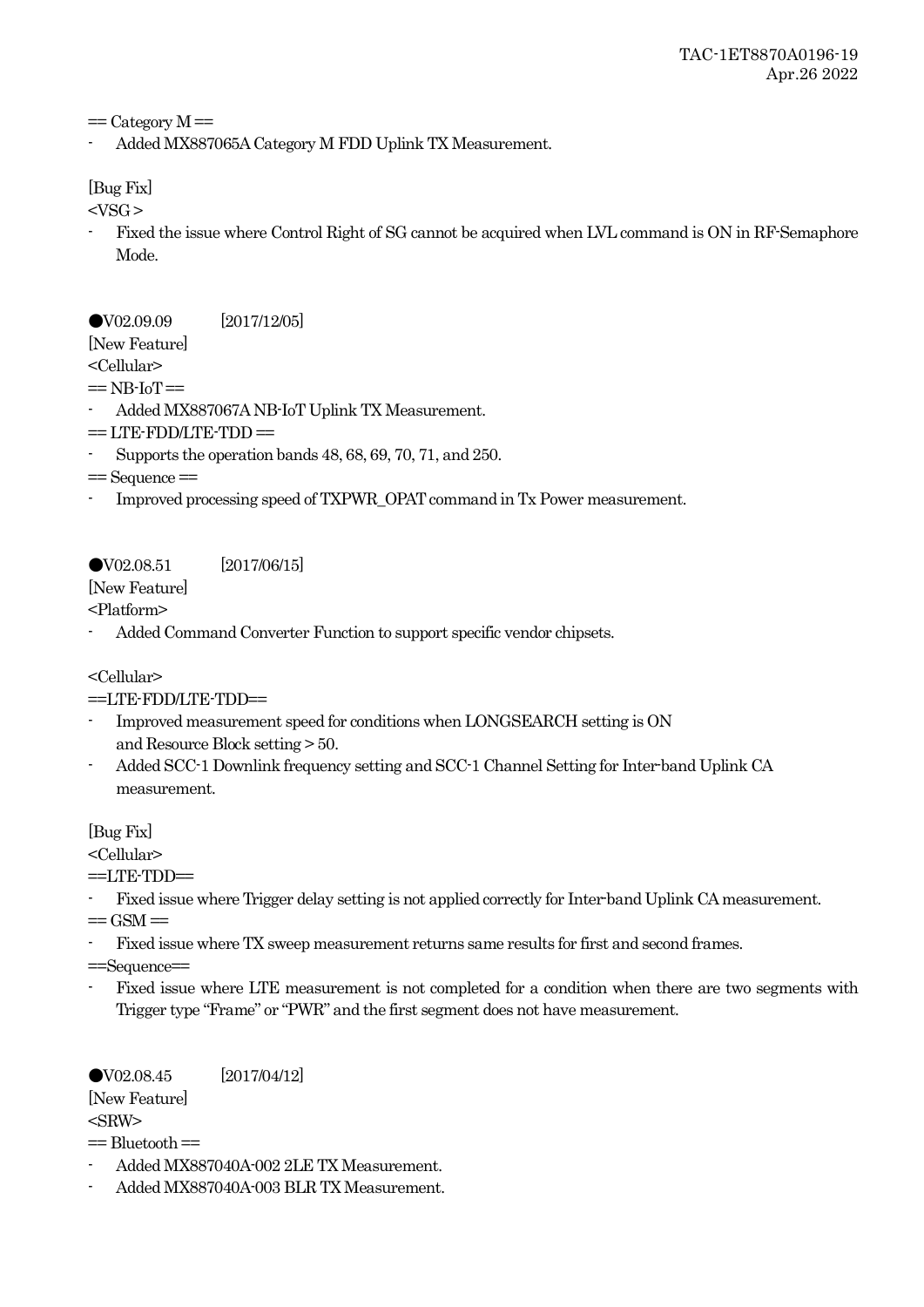== Category M ==

- Added MX887065A Category M FDD Uplink TX Measurement.

[Bug Fix]

<VSG >

- Fixed the issue where Control Right of SG cannot be acquired when LVL command is ON in RF-Semaphore Mode.

●V02.09.09 [2017/12/05]

[New Feature]

<Cellular>

== NB-IoT ==

- Added MX887067A NB-IoT Uplink TX Measurement.

== LTE-FDD/LTE-TDD ==

- Supports the operation bands 48, 68, 69, 70, 71, and 250.

== Sequence ==

- Improved processing speed of TXPWR_OPAT command in Tx Power measurement.

●V02.08.51 [2017/06/15]

[New Feature]

<Platform>

- Added Command Converter Function to support specific vendor chipsets.

<Cellular>

==LTE-FDD/LTE-TDD==

- Improved measurement speed for conditions when LONGSEARCH setting is ON and Resource Block setting > 50.
- Added SCC-1 Downlink frequency setting and SCC-1 Channel Setting for Inter-band Uplink CA measurement.

[Bug Fix]

<Cellular>

==LTE-TDD==

- Fixed issue where Trigger delay setting is not applied correctly for Inter-band Uplink CA measurement.

== GSM ==

- Fixed issue where TX sweep measurement returns same results for first and second frames.

==Sequence==

- Fixed issue where LTE measurement is not completed for a condition when there are two segments with Trigger type "Frame" or "PWR" and the first segment does not have measurement.

●V02.08.45 [2017/04/12]

[New Feature]

<SRW>

== Bluetooth ==

- Added MX887040A-002 2LE TX Measurement.
- Added MX887040A-003 BLR TX Measurement.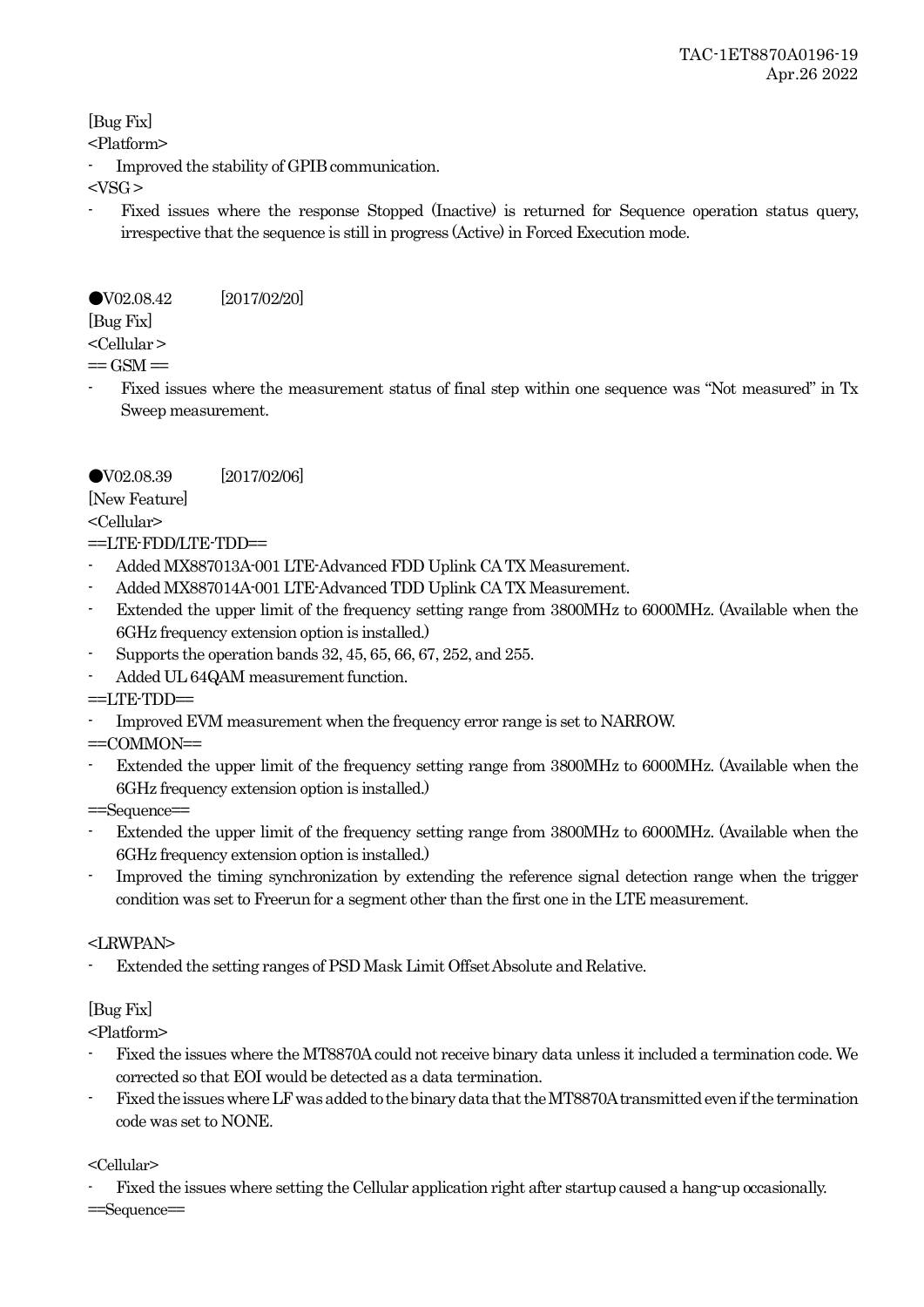[Bug Fix]

<Platform>

- Improved the stability of GPIB communication.

<VSG >

- Fixed issues where the response Stopped (Inactive) is returned for Sequence operation status query, irrespective that the sequence is still in progress (Active) in Forced Execution mode.

●V02.08.42 [2017/02/20]

[Bug Fix]

<Cellular >

== GSM ==

- Fixed issues where the measurement status of final step within one sequence was "Not measured" in Tx Sweep measurement.

●V02.08.39 [2017/02/06]

[New Feature]

<Cellular>

==LTE-FDD/LTE-TDD==

- Added MX887013A-001 LTE-Advanced FDD Uplink CA TX Measurement.
- Added MX887014A-001 LTE-Advanced TDD Uplink CA TX Measurement.
- Extended the upper limit of the frequency setting range from 3800MHz to 6000MHz. (Available when the 6GHz frequency extension option is installed.)
- Supports the operation bands 32, 45, 65, 66, 67, 252, and 255.
- Added UL 64QAM measurement function.

==LTE-TDD==

- Improved EVM measurement when the frequency error range is set to NARROW.

==COMMON==

- Extended the upper limit of the frequency setting range from 3800MHz to 6000MHz. (Available when the 6GHz frequency extension option is installed.)

==Sequence==

- Extended the upper limit of the frequency setting range from 3800MHz to 6000MHz. (Available when the 6GHz frequency extension option is installed.)
- Improved the timing synchronization by extending the reference signal detection range when the trigger condition was set to Freerun for a segment other than the first one in the LTE measurement.

<LRWPAN>

- Extended the setting ranges of PSD Mask Limit Offset Absolute and Relative.

[Bug Fix]

<Platform>

- Fixed the issues where the MT8870A could not receive binary data unless it included a termination code. We corrected so that EOI would be detected as a data termination.
- Fixed the issues where LF was added to the binary data that the MT8870A transmitted even if the termination code was set to NONE.

<Cellular>

- Fixed the issues where setting the Cellular application right after startup caused a hang-up occasionally.

==Sequence==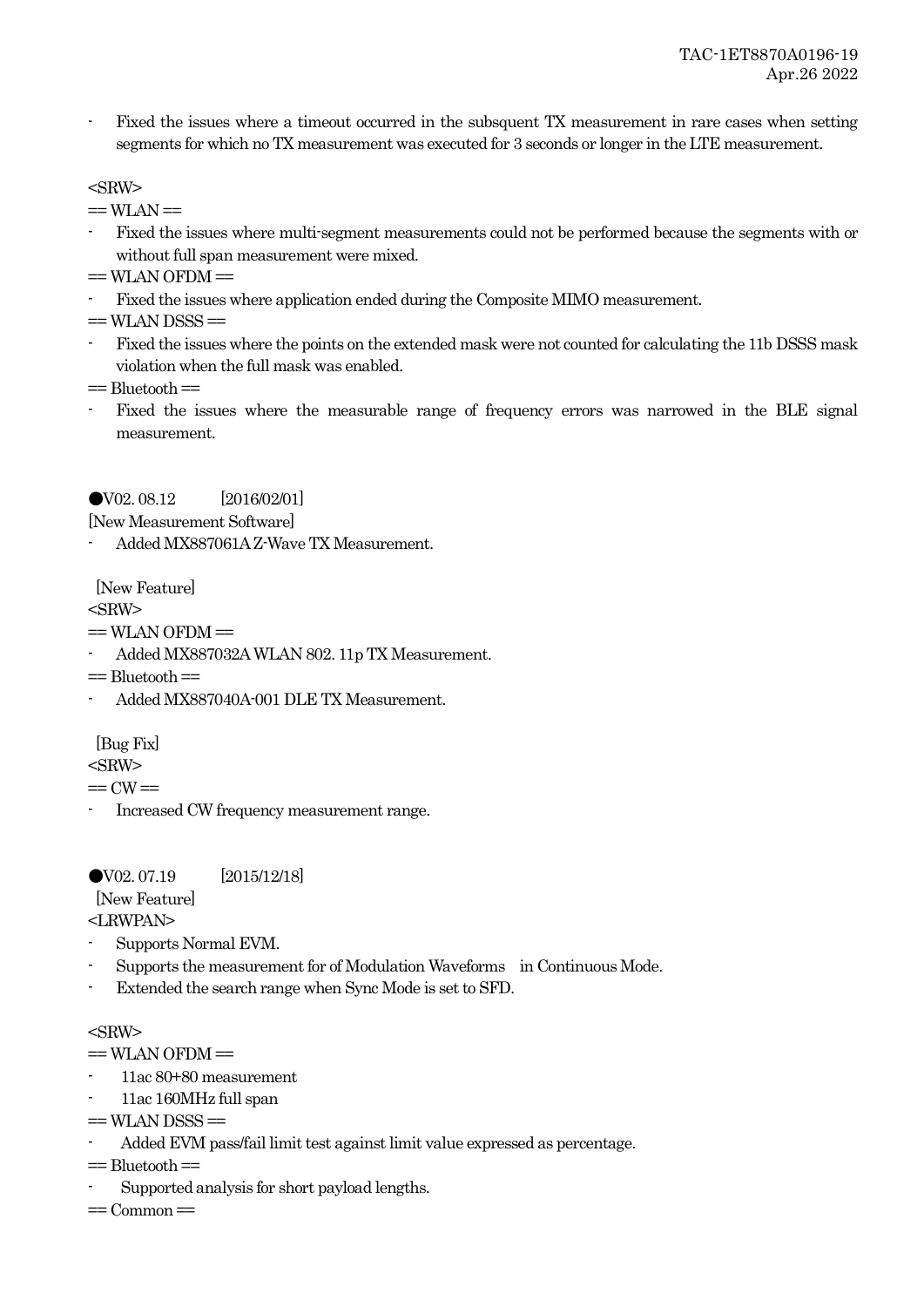- Fixed the issues where a timeout occurred in the subsquent TX measurement in rare cases when setting segments for which no TX measurement was executed for 3 seconds or longer in the LTE measurement.

<SRW>

== WLAN ==

- Fixed the issues where multi-segment measurements could not be performed because the segments with or without full span measurement were mixed.

== WLAN OFDM ==

- Fixed the issues where application ended during the Composite MIMO measurement.

== WLAN DSSS ==

- Fixed the issues where the points on the extended mask were not counted for calculating the 11b DSSS mask violation when the full mask was enabled.

== Bluetooth ==

- Fixed the issues where the measurable range of frequency errors was narrowed in the BLE signal measurement.

●V02. 08.12 [2016/02/01]

[New Measurement Software]

- Added MX887061A Z-Wave TX Measurement.

[New Feature]

<SRW>

== WLAN OFDM ==

- Added MX887032A WLAN 802. 11p TX Measurement.

== Bluetooth ==

- Added MX887040A-001 DLE TX Measurement.

[Bug Fix]

<SRW>

== CW ==

- Increased CW frequency measurement range.

●V02. 07.19 [2015/12/18]

[New Feature]

<LRWPAN>

- Supports Normal EVM.
- Supports the measurement for of Modulation Waveforms in Continuous Mode.
- Extended the search range when Sync Mode is set to SFD.

<SRW>

== WLAN OFDM ==

- 11ac 80+80 measurement
- 11ac 160MHz full span

== WLAN DSSS ==

- Added EVM pass/fail limit test against limit value expressed as percentage.

== Bluetooth ==

- Supported analysis for short payload lengths.

== Common ==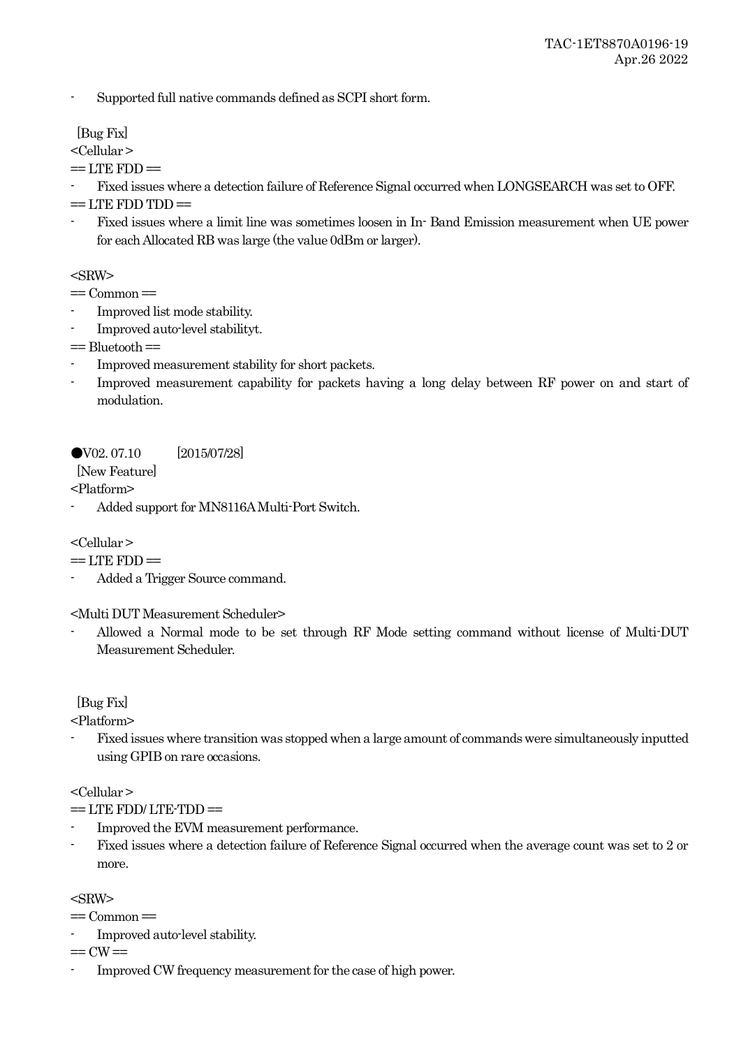- Supported full native commands defined as SCPI short form.

[Bug Fix]

<Cellular >

== LTE FDD ==

- Fixed issues where a detection failure of Reference Signal occurred when LONGSEARCH was set to OFF.

== LTE FDD TDD ==

- Fixed issues where a limit line was sometimes loosen in In- Band Emission measurement when UE power for each Allocated RB was large (the value 0dBm or larger).

<SRW>

== Common ==

- Improved list mode stability.
- Improved auto-level stabilityt.

== Bluetooth ==

- Improved measurement stability for short packets.
- Improved measurement capability for packets having a long delay between RF power on and start of modulation.

●V02. 07.10 [2015/07/28]

[New Feature]

<Platform>

- Added support for MN8116A Multi-Port Switch.

<Cellular >

== LTE FDD ==

- Added a Trigger Source command.

<Multi DUT Measurement Scheduler>

- Allowed a Normal mode to be set through RF Mode setting command without license of Multi-DUT Measurement Scheduler.

[Bug Fix]

<Platform>

- Fixed issues where transition was stopped when a large amount of commands were simultaneously inputted using GPIB on rare occasions.

<Cellular >

== LTE FDD/ LTE-TDD ==

- Improved the EVM measurement performance.
- Fixed issues where a detection failure of Reference Signal occurred when the average count was set to 2 or more.

<SRW>

== Common ==

- Improved auto-level stability.

== CW ==

- Improved CW frequency measurement for the case of high power.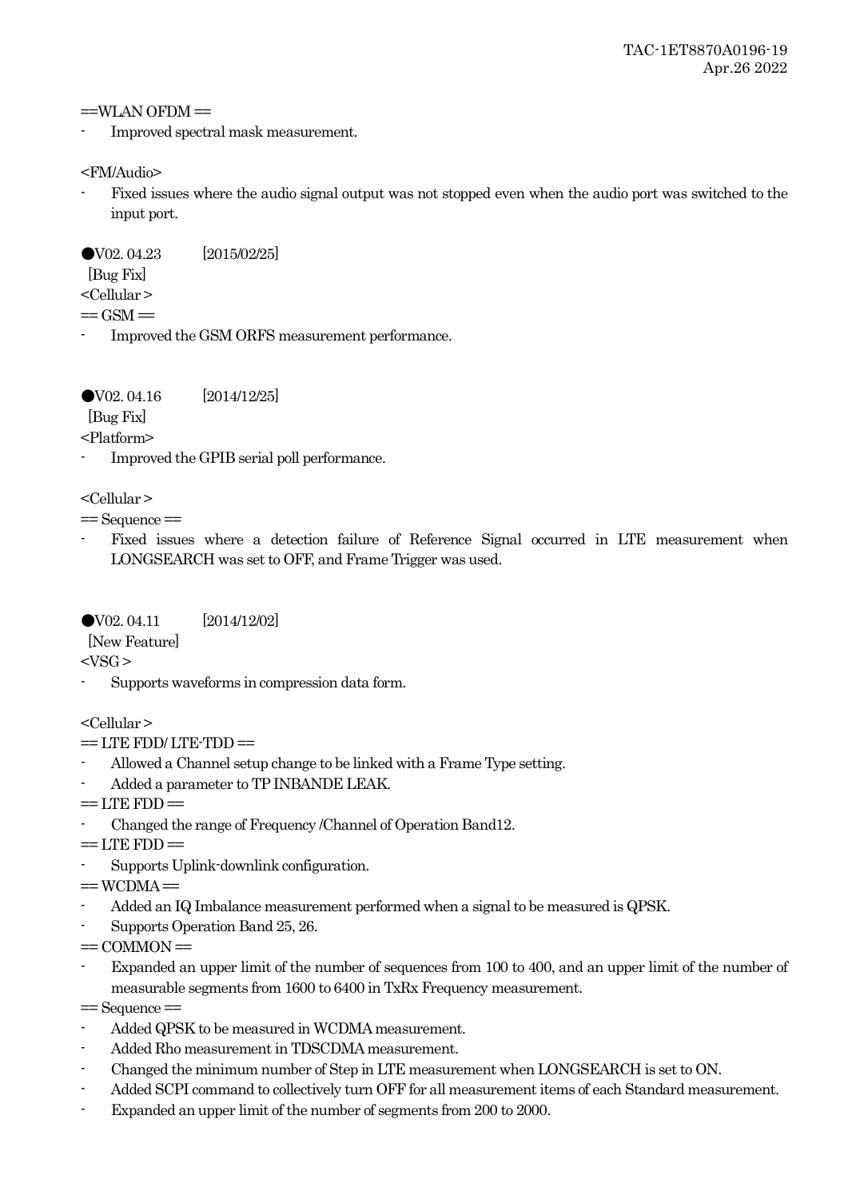==WLAN OFDM ==
- Improved spectral mask measurement.

<FM/Audio>
- Fixed issues where the audio signal output was not stopped even when the audio port was switched to the input port.

●V02. 04.23 [2015/02/25]

[Bug Fix]

<Cellular >

== GSM ==
- Improved the GSM ORFS measurement performance.

●V02. 04.16 [2014/12/25]

[Bug Fix]

<Platform>
- Improved the GPIB serial poll performance.

<Cellular >

== Sequence ==
- Fixed issues where a detection failure of Reference Signal occurred in LTE measurement when LONGSEARCH was set to OFF, and Frame Trigger was used.

●V02. 04.11 [2014/12/02]

[New Feature]

<VSG >
- Supports waveforms in compression data form.

<Cellular >

== LTE FDD/ LTE-TDD ==
- Allowed a Channel setup change to be linked with a Frame Type setting.
- Added a parameter to TP INBANDE LEAK.

== LTE FDD ==
- Changed the range of Frequency /Channel of Operation Band12.

== LTE FDD ==
- Supports Uplink-downlink configuration.

== WCDMA ==
- Added an IQ Imbalance measurement performed when a signal to be measured is QPSK.
- Supports Operation Band 25, 26.

== COMMON ==
- Expanded an upper limit of the number of sequences from 100 to 400, and an upper limit of the number of measurable segments from 1600 to 6400 in TxRx Frequency measurement.

== Sequence ==
- Added QPSK to be measured in WCDMA measurement.
- Added Rho measurement in TDSCDMA measurement.
- Changed the minimum number of Step in LTE measurement when LONGSEARCH is set to ON.
- Added SCPI command to collectively turn OFF for all measurement items of each Standard measurement.
- Expanded an upper limit of the number of segments from 200 to 2000.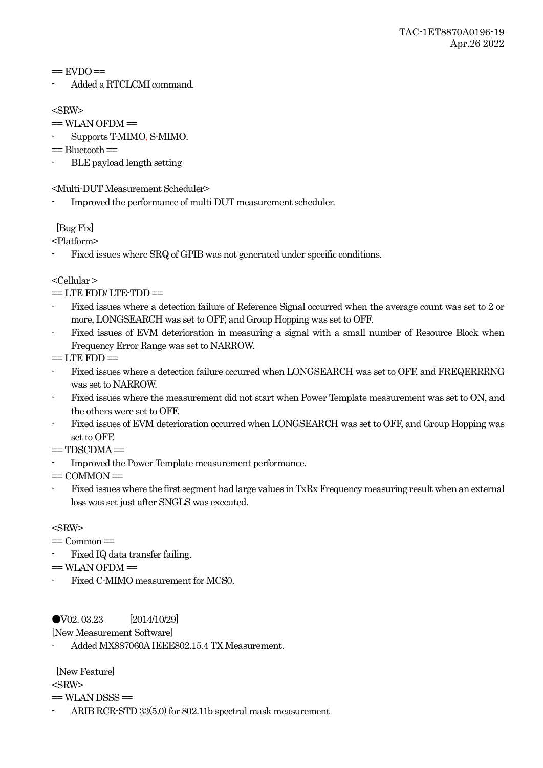== EVDO ==

- Added a RTCLCMI command.

<SRW>

== WLAN OFDM ==

- Supports T-MIMO, S-MIMO.

== Bluetooth ==

- BLE payload length setting

<Multi-DUT Measurement Scheduler>

- Improved the performance of multi DUT measurement scheduler.

[Bug Fix]

<Platform>

- Fixed issues where SRQ of GPIB was not generated under specific conditions.

<Cellular >

== LTE FDD/ LTE-TDD ==

- Fixed issues where a detection failure of Reference Signal occurred when the average count was set to 2 or more, LONGSEARCH was set to OFF, and Group Hopping was set to OFF.
- Fixed issues of EVM deterioration in measuring a signal with a small number of Resource Block when Frequency Error Range was set to NARROW.

== LTE FDD ==

- Fixed issues where a detection failure occurred when LONGSEARCH was set to OFF, and FREQERRRNG was set to NARROW.
- Fixed issues where the measurement did not start when Power Template measurement was set to ON, and the others were set to OFF.
- Fixed issues of EVM deterioration occurred when LONGSEARCH was set to OFF, and Group Hopping was set to OFF.

== TDSCDMA ==

- Improved the Power Template measurement performance.

== COMMON ==

- Fixed issues where the first segment had large values in TxRx Frequency measuring result when an external loss was set just after SNGLS was executed.

<SRW>

== Common ==

- Fixed IQ data transfer failing.

== WLAN OFDM ==

- Fixed C-MIMO measurement for MCS0.

●V02. 03.23 [2014/10/29]

[New Measurement Software]

- Added MX887060A IEEE802.15.4 TX Measurement.

[New Feature]

<SRW>

== WLAN DSSS ==

- ARIB RCR-STD 33(5.0) for 802.11b spectral mask measurement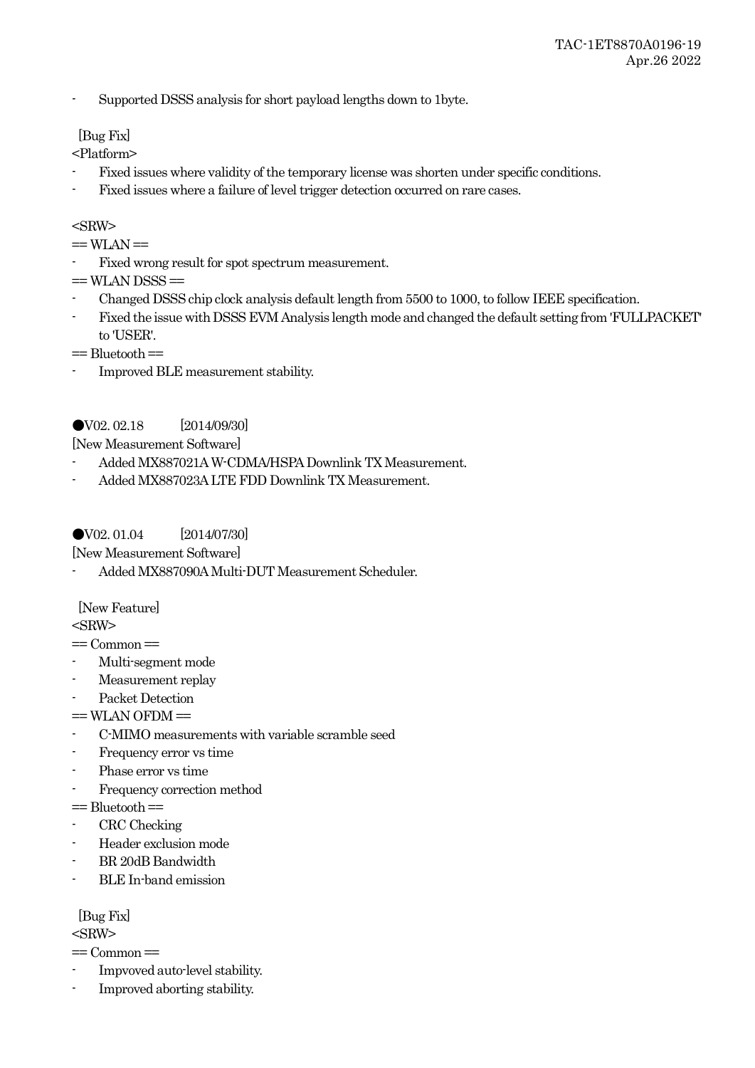- Supported DSSS analysis for short payload lengths down to 1byte.

[Bug Fix]

<Platform>

- Fixed issues where validity of the temporary license was shorten under specific conditions.
- Fixed issues where a failure of level trigger detection occurred on rare cases.

<SRW>

== WLAN ==

- Fixed wrong result for spot spectrum measurement.

== WLAN DSSS ==

- Changed DSSS chip clock analysis default length from 5500 to 1000, to follow IEEE specification.
- Fixed the issue with DSSS EVM Analysis length mode and changed the default setting from 'FULLPACKET' to 'USER'.

== Bluetooth ==

- Improved BLE measurement stability.

●V02. 02.18 [2014/09/30]

[New Measurement Software]

- Added MX887021A W-CDMA/HSPA Downlink TX Measurement.
- Added MX887023A LTE FDD Downlink TX Measurement.

●V02. 01.04 [2014/07/30]

[New Measurement Software]

- Added MX887090A Multi-DUT Measurement Scheduler.

[New Feature]

<SRW>

== Common ==

- Multi-segment mode
- Measurement replay
- Packet Detection

== WLAN OFDM ==

- C-MIMO measurements with variable scramble seed
- Frequency error vs time
- Phase error vs time
- Frequency correction method

== Bluetooth ==

- CRC Checking
- Header exclusion mode
- BR 20dB Bandwidth
- BLE In-band emission

[Bug Fix]

<SRW>

== Common ==

- Impvoved auto-level stability.
- Improved aborting stability.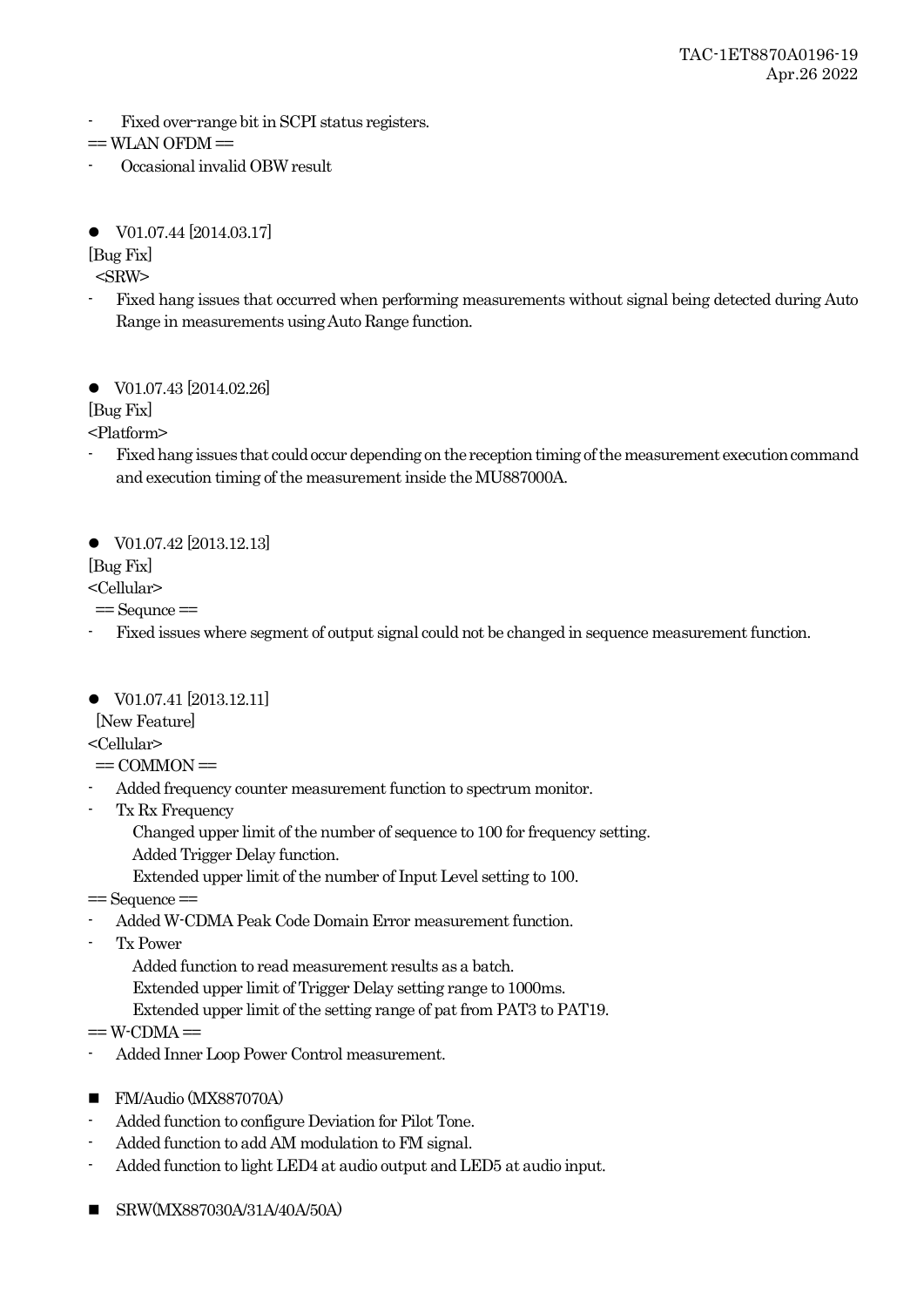- Fixed over-range bit in SCPI status registers.

== WLAN OFDM ==

- Occasional invalid OBW result

- V01.07.44 [2014.03.17]

[Bug Fix]

<SRW>

- Fixed hang issues that occurred when performing measurements without signal being detected during Auto Range in measurements using Auto Range function.

- V01.07.43 [2014.02.26]

[Bug Fix]

<Platform>

- Fixed hang issues that could occur depending on the reception timing of the measurement execution command and execution timing of the measurement inside the MU887000A.

- V01.07.42 [2013.12.13]

[Bug Fix]

<Cellular>

== Sequnce ==

- Fixed issues where segment of output signal could not be changed in sequence measurement function.

- V01.07.41 [2013.12.11]

[New Feature]

<Cellular>

== COMMON ==

- Added frequency counter measurement function to spectrum monitor.
- Tx Rx Frequency
  - Changed upper limit of the number of sequence to 100 for frequency setting.
  - Added Trigger Delay function.
  - Extended upper limit of the number of Input Level setting to 100.

== Sequence ==

- Added W-CDMA Peak Code Domain Error measurement function.
- Tx Power
  - Added function to read measurement results as a batch.
  - Extended upper limit of Trigger Delay setting range to 1000ms.
  - Extended upper limit of the setting range of pat from PAT3 to PAT19.

== W-CDMA ==

- Added Inner Loop Power Control measurement.

■ FM/Audio (MX887070A)

- Added function to configure Deviation for Pilot Tone.
- Added function to add AM modulation to FM signal.
- Added function to light LED4 at audio output and LED5 at audio input.

■ SRW(MX887030A/31A/40A/50A)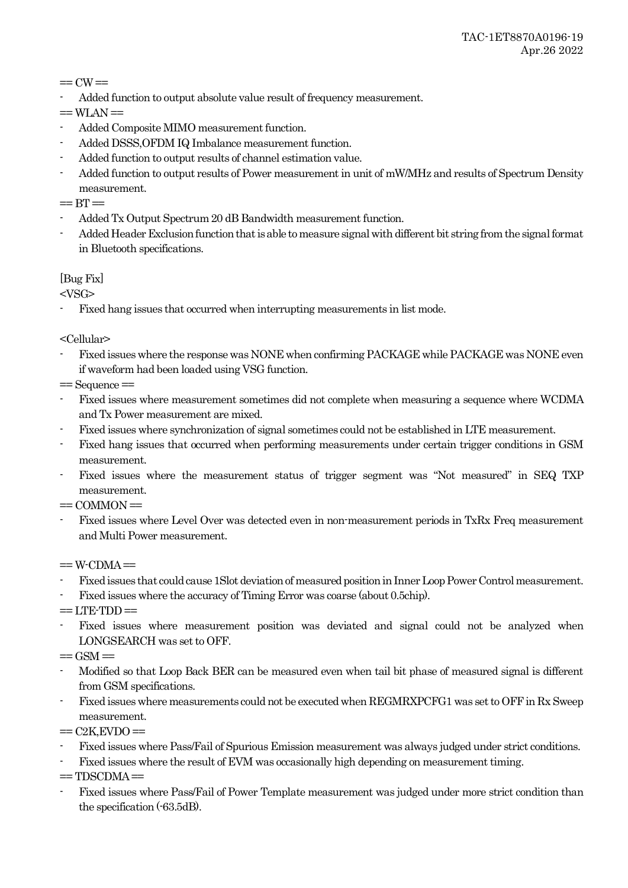== CW ==

- Added function to output absolute value result of frequency measurement.

== WLAN ==

- Added Composite MIMO measurement function.
- Added DSSS,OFDM IQ Imbalance measurement function.
- Added function to output results of channel estimation value.
- Added function to output results of Power measurement in unit of mW/MHz and results of Spectrum Density measurement.

== BT ==

- Added Tx Output Spectrum 20 dB Bandwidth measurement function.
- Added Header Exclusion function that is able to measure signal with different bit string from the signal format in Bluetooth specifications.

[Bug Fix]

<VSG>

- Fixed hang issues that occurred when interrupting measurements in list mode.

<Cellular>

- Fixed issues where the response was NONE when confirming PACKAGE while PACKAGE was NONE even if waveform had been loaded using VSG function.

== Sequence ==

- Fixed issues where measurement sometimes did not complete when measuring a sequence where WCDMA and Tx Power measurement are mixed.
- Fixed issues where synchronization of signal sometimes could not be established in LTE measurement.
- Fixed hang issues that occurred when performing measurements under certain trigger conditions in GSM measurement.
- Fixed issues where the measurement status of trigger segment was "Not measured" in SEQ TXP measurement.

== COMMON ==

- Fixed issues where Level Over was detected even in non-measurement periods in TxRx Freq measurement and Multi Power measurement.

== W-CDMA ==

- Fixed issues that could cause 1Slot deviation of measured position in Inner Loop Power Control measurement.
- Fixed issues where the accuracy of Timing Error was coarse (about 0.5chip).

== LTE-TDD ==

- Fixed issues where measurement position was deviated and signal could not be analyzed when LONGSEARCH was set to OFF.

== GSM ==

- Modified so that Loop Back BER can be measured even when tail bit phase of measured signal is different from GSM specifications.
- Fixed issues where measurements could not be executed when REGMRXPCFG1 was set to OFF in Rx Sweep measurement.

== C2K,EVDO ==

- Fixed issues where Pass/Fail of Spurious Emission measurement was always judged under strict conditions.
- Fixed issues where the result of EVM was occasionally high depending on measurement timing.

== TDSCDMA ==

- Fixed issues where Pass/Fail of Power Template measurement was judged under more strict condition than the specification (-63.5dB).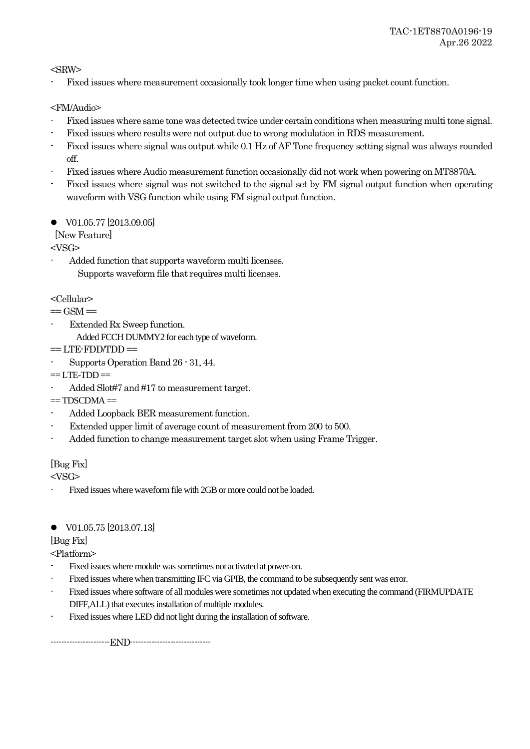<SRW>

- Fixed issues where measurement occasionally took longer time when using packet count function.

<FM/Audio>

- Fixed issues where same tone was detected twice under certain conditions when measuring multi tone signal.
- Fixed issues where results were not output due to wrong modulation in RDS measurement.
- Fixed issues where signal was output while 0.1 Hz of AF Tone frequency setting signal was always rounded off.
- Fixed issues where Audio measurement function occasionally did not work when powering on MT8870A.
- Fixed issues where signal was not switched to the signal set by FM signal output function when operating waveform with VSG function while using FM signal output function.

- V01.05.77 [2013.09.05]

[New Feature]

<VSG>

- Added function that supports waveform multi licenses.
  Supports waveform file that requires multi licenses.

<Cellular>

== GSM ==

- Extended Rx Sweep function.
  Added FCCH DUMMY2 for each type of waveform.

== LTE-FDD/TDD ==

- Supports Operation Band 26 - 31, 44.

== LTE-TDD ==

- Added Slot#7 and #17 to measurement target.

== TDSCDMA ==

- Added Loopback BER measurement function.
- Extended upper limit of average count of measurement from 200 to 500.
- Added function to change measurement target slot when using Frame Trigger.

[Bug Fix]

<VSG>

- Fixed issues where waveform file with 2GB or more could not be loaded.

- V01.05.75 [2013.07.13]

[Bug Fix]

<Platform>

- Fixed issues where module was sometimes not activated at power-on.
- Fixed issues where when transmitting IFC via GPIB, the command to be subsequently sent was error.
- Fixed issues where software of all modules were sometimes not updated when executing the command (FIRMUPDATE DIFF,ALL) that executes installation of multiple modules.
- Fixed issues where LED did not light during the installation of software.

----------------------END------------------------------